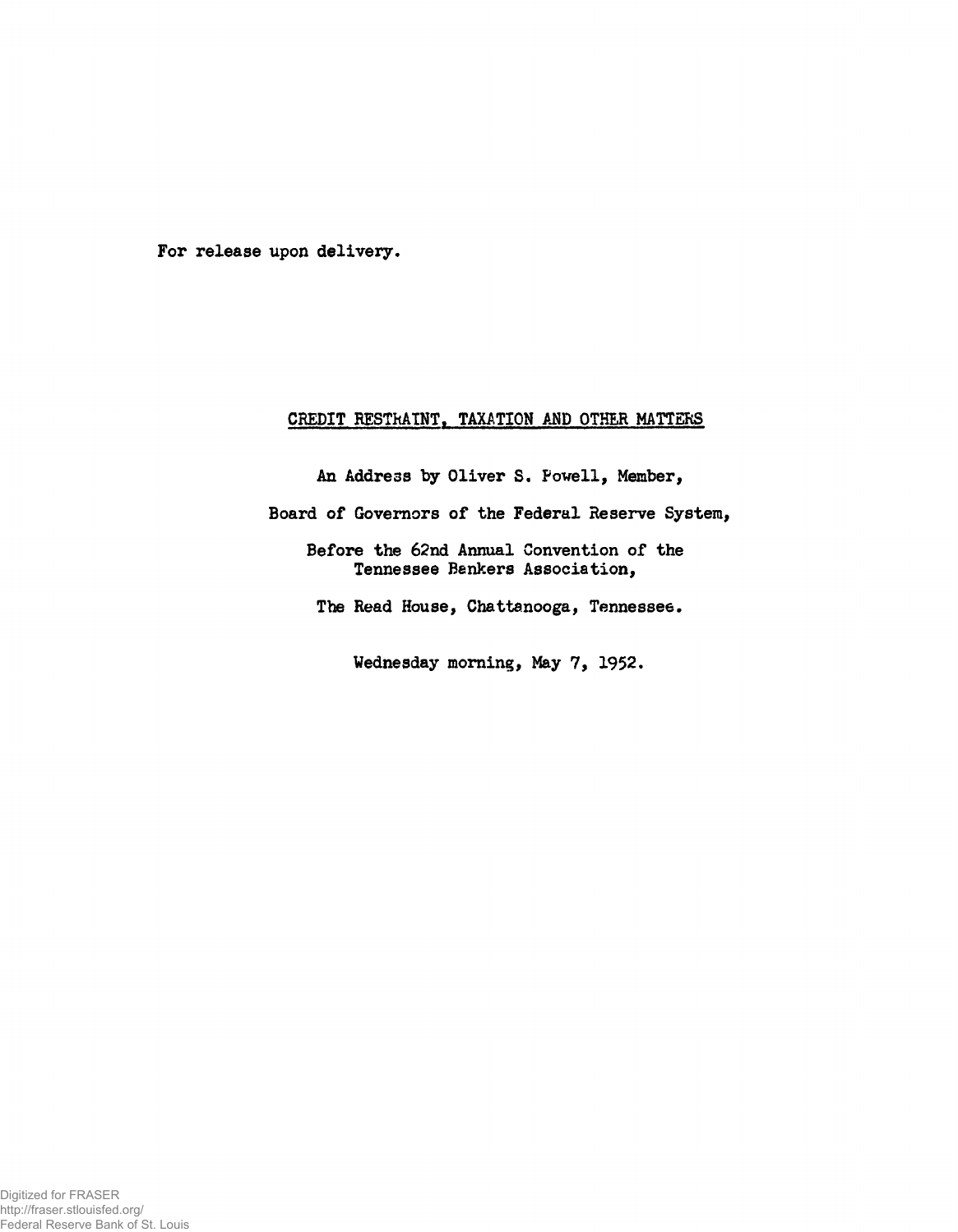For release upon delivery.

# CREDIT RESTRAINT, TAXATION AND OTHER MATTERS

An Address by Oliver S. Powell, Member,

Board of Governors of the Federal Reserve System,

Before the 62nd Annual Convention of the Tennessee Bankers Association,

The Read House, Chattanooga, Tennessee.

Wednesday morning, May 7, 1952.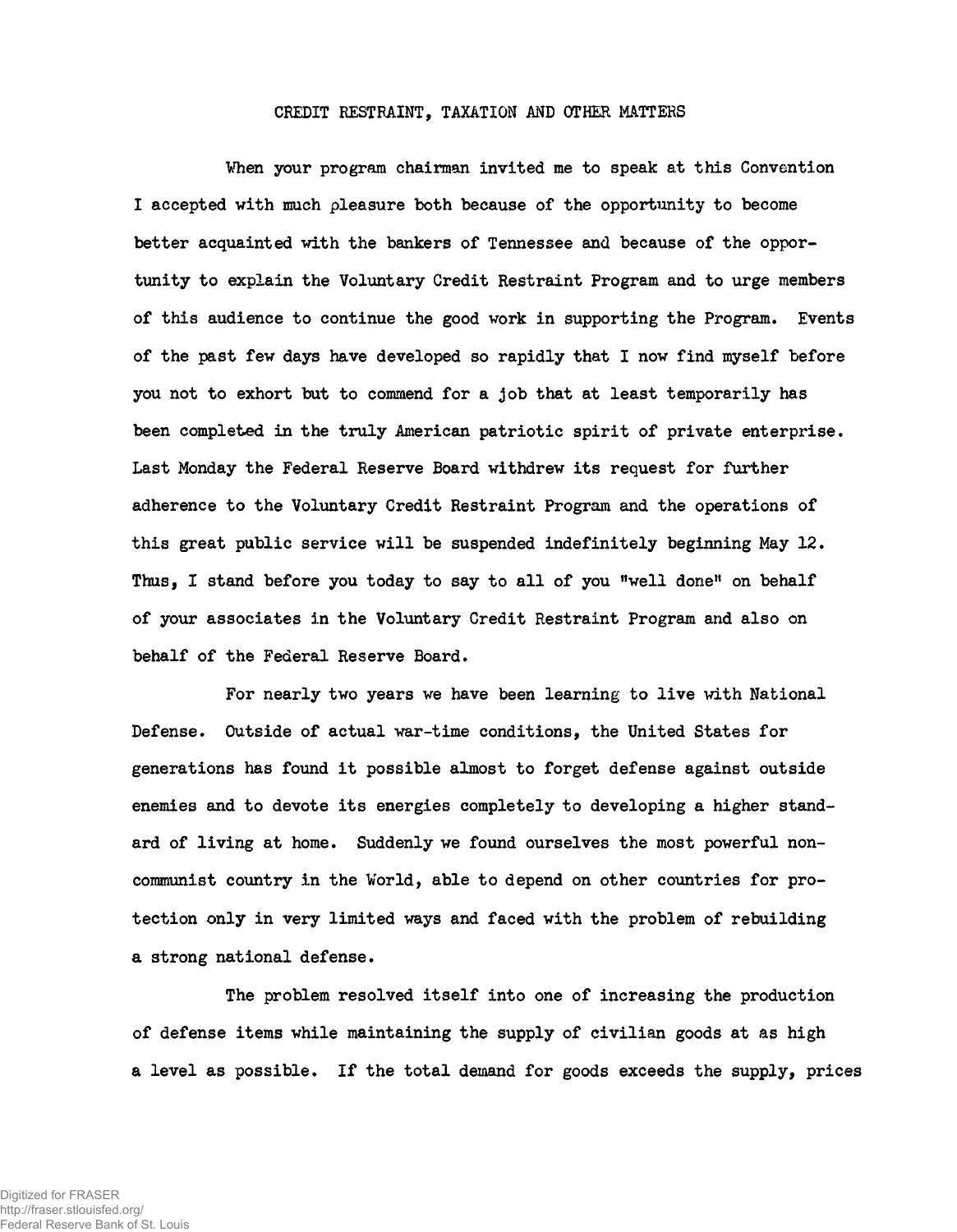# CREDIT RESTRAINT, TAXATION AND OTHER MATTERS

When your program chairman invited me to speak at this Convention I accepted with much pleasure both because of the opportunity to become better acquainted with the bankers of Tennessee and because of the opportunity to explain the Voluntary Credit Restraint Program and to urge members of this audience to continue the good work in supporting the Program. Events of the past few days have developed so rapidly that I now find myself before you not to exhort but to commend for a job that at least temporarily has been completed in the truly American patriotic spirit of private enterprise. Last Monday the Federal Reserve Board withdrew its request for further adherence to the Voluntary Credit Restraint Program and the operations of this great public service will be suspended indefinitely beginning May 12. Thus, I stand before you today to say to all of you "well done" on behalf of your associates in the Voluntary Credit Restraint Program and also on behalf of the Federal Reserve Board.

For nearly two years we have been learning to live with National Defense. Outside of actual war-time conditions, the United States for generations has found it possible almost to forget defense against outside enemies and to devote its energies completely to developing a higher standard of living at home. Suddenly we found ourselves the most powerful non-communist country in the World, able to depend on other countries for protection only in very limited ways and faced with the problem of rebuilding a strong national defense.

The problem resolved itself into one of increasing the production of defense items while maintaining the supply of civilian goods at as high a level as possible. If the total demand for goods exceeds the supply, prices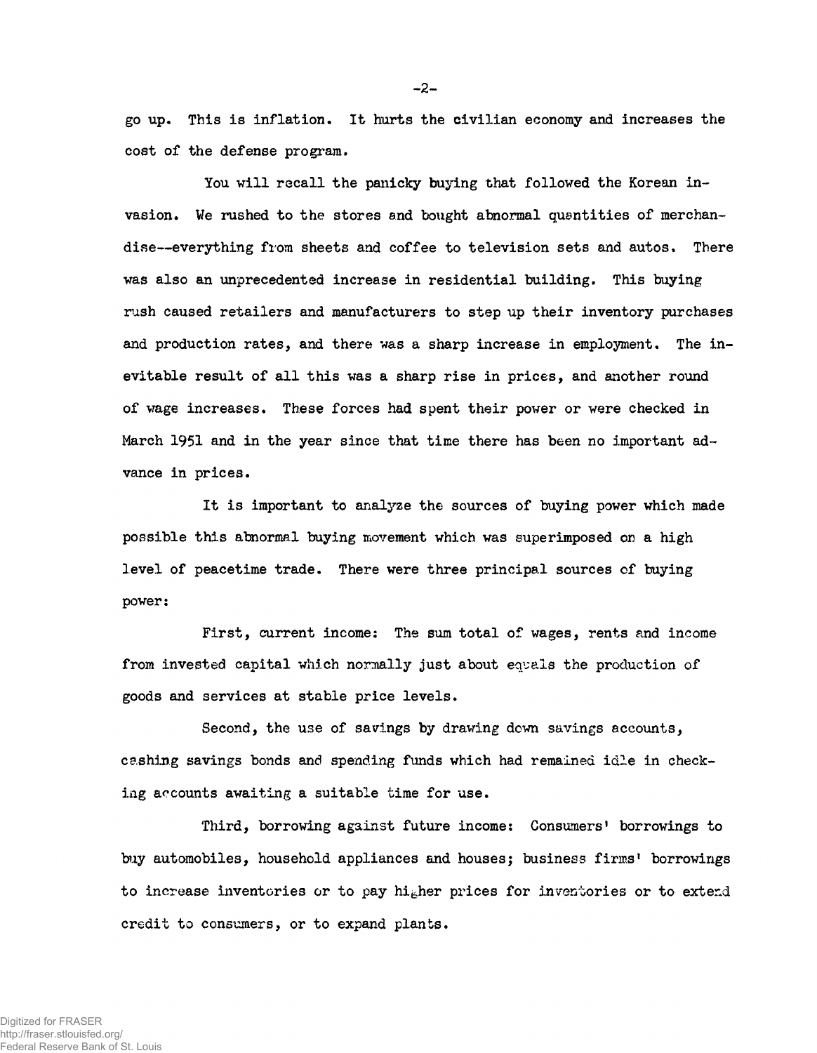go up. This is inflation. It hurts the civilian economy and increases the cost of the defense program.

You will recall the panicky buying that followed the Korean invasion. We rushed to the stores and bought abnormal quantities of merchandise--everything from sheets and coffee to television sets and autos. There was also an unprecedented increase in residential building. This buying rush caused retailers and manufacturers to step up their inventory purchases and production rates, and there was a sharp increase in employment. The inevitable result of all this was a sharp rise in prices, and another round of wage increases. These forces had spent their power or were checked in March 1951 and in the year since that time there has been no important advance in prices.

It is important to analyze the sources of buying power which made possible this abnormal buying movement which was superimposed on a high level of peacetime trade. There were three principal sources of buying power:

First, current income: The sum total of wages, rents and income from invested capital which normally just about equals the production of goods and services at stable price levels.

Second, the use of savings by drawing down savings accounts, cashing savings bonds and spending funds which had remained idle in checking accounts awaiting a suitable time for use.

Third, borrowing against future income: Consumers' borrowings to buy automobiles, household appliances and houses; business firms' borrowings to increase inventories or to pay higher prices for inventories or to extend credit to consumers, or to expand plants.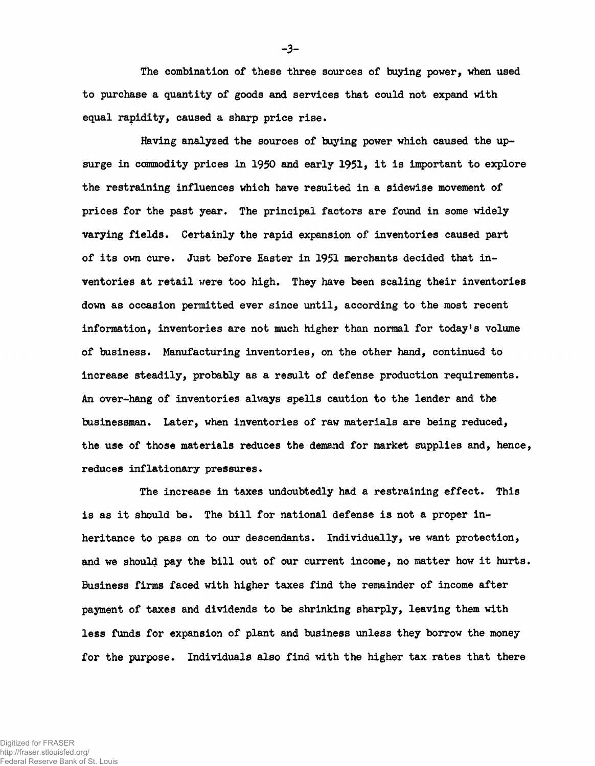The combination of these three sources of buying power, when used to purchase a quantity of goods and services that could not expand with equal rapidity, caused a sharp price rise.

Having analyzed the sources of buying power which caused the upsurge in commodity prices in 1950 and early 1951, it is important to explore the restraining influences which have resulted in a sidewise movement of prices for the past year. The principal factors are found in some widely varying fields. Certainly the rapid expansion of inventories caused part of its own cure. Just before Easter in 1951 merchants decided that inventories at retail were too high. They have been scaling their inventories down as occasion permitted ever since until, according to the most recent information, inventories are not much higher than normal for today's volume of business. Manufacturing inventories, on the other hand, continued to increase steadily, probably as a result of defense production requirements. An over-hang of inventories always spells caution to the lender and the businessman. Later, when inventories of raw materials are being reduced, the use of those materials reduces the demand for market supplies and, hence, reduces inflationary pressures.

The increase in taxes undoubtedly had a restraining effect. This is as it should be. The bill for national defense is not a proper inheritance to pass on to our descendants. Individually, we want protection, and we should pay the bill out of our current income, no matter how it hurts. Business firms faced with higher taxes find the remainder of income after payment of taxes and dividends to be shrinking sharply, leaving them with less funds for expansion of plant and business unless they borrow the money for the purpose. Individuals also find with the higher tax rates that there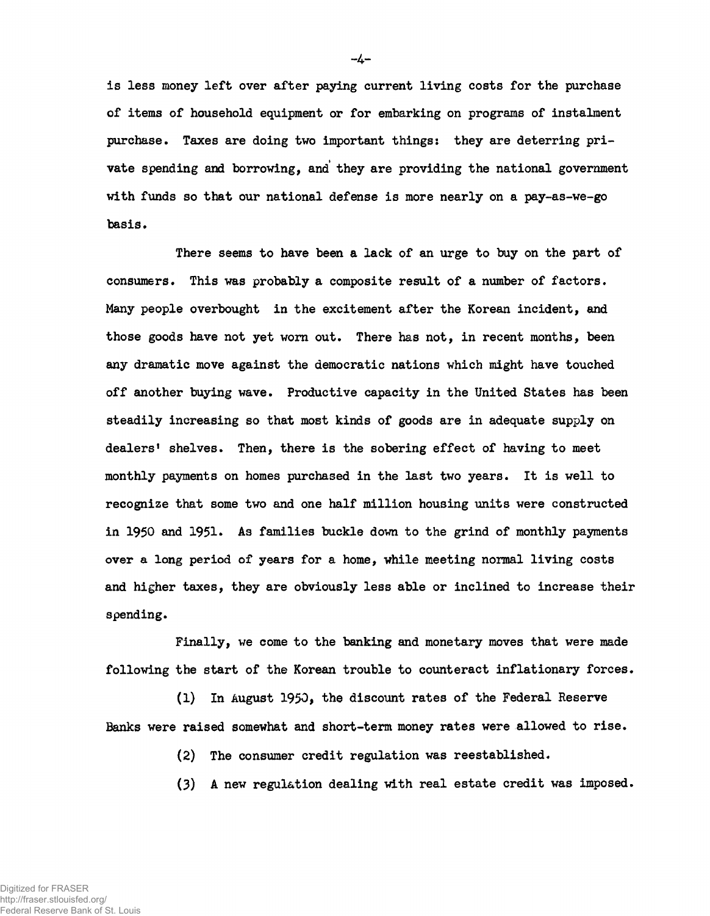is less money left over after paying current living costs for the purchase of items of household equipment or for embarking on programs of instalment purchase. Taxes are doing two important things: they are deterring private spending and borrowing, and they are providing the national government with funds so that our national defense is more nearly on a pay-as-we-go basis.

There seems to have been a lack of an urge to buy on the part of consumers. This was probably a composite result of a number of factors. Many people overbought in the excitement after the Korean incident, and those goods have not yet worn out. There has not, in recent months, been any dramatic move against the democratic nations which might have touched off another buying wave. Productive capacity in the United States has been steadily increasing so that most kinds of goods are in adequate supply on dealers' shelves. Then, there is the sobering effect of having to meet monthly payments on homes purchased in the last two years. It is well to recognize that some two and one half million housing units were constructed in 1950 and 1951. As families buckle down to the grind of monthly payments over a long period of years for a home, while meeting normal living costs and higher taxes, they are obviously less able or inclined to increase their spending.

Finally, we come to the banking and monetary moves that were made following the start of the Korean trouble to counteract inflationary forces.

(1) In August 1950, the discount rates of the Federal Reserve Banks were raised somewhat and short-term money rates were allowed to rise.

(2) The consumer credit regulation was reestablished.

(3) A new regulation dealing with real estate credit was imposed.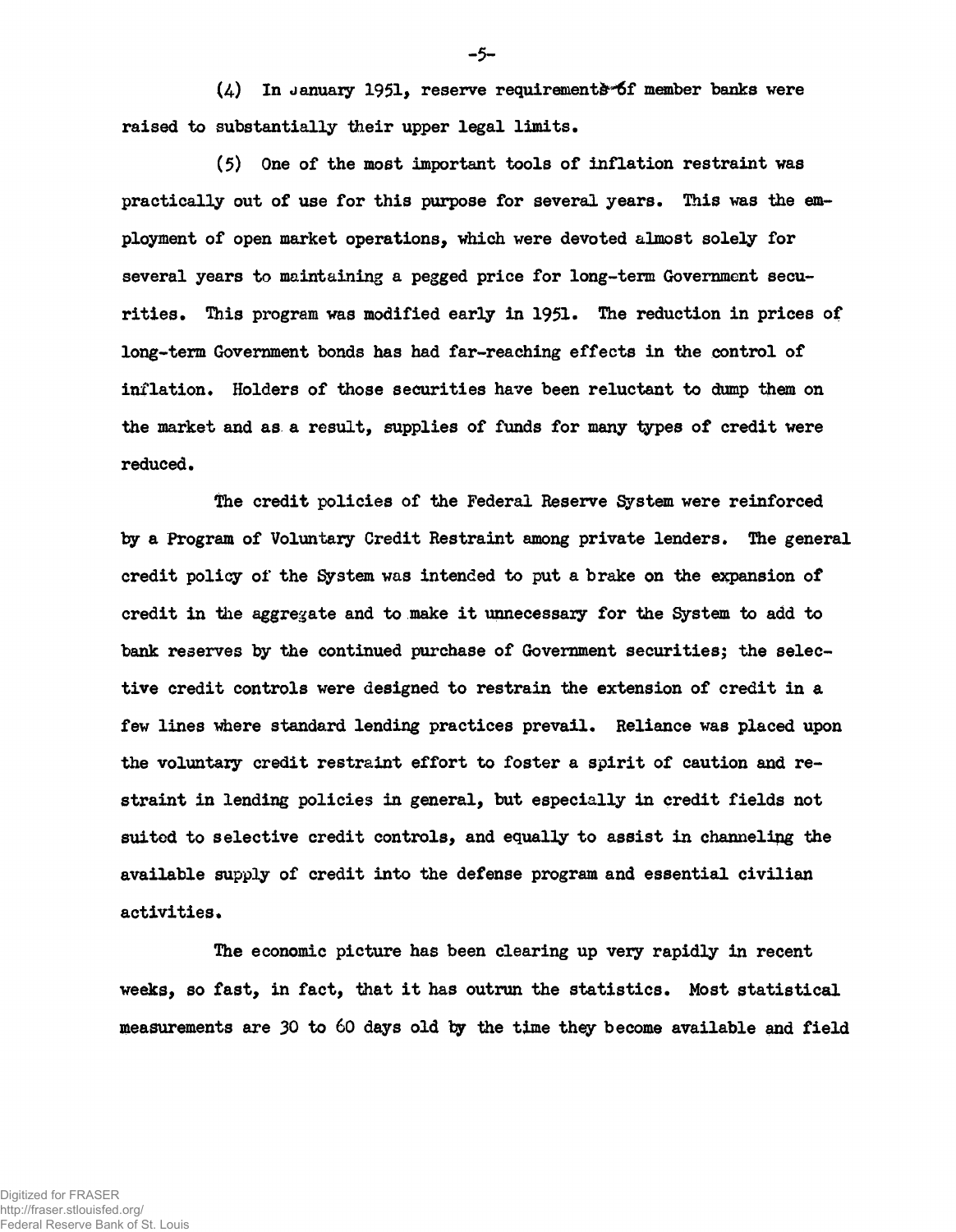(4) In January 1951, reserve requirements of member banks were raised to substantially their upper legal limits.

(5) One of the most important tools of inflation restraint was practically out of use for this purpose for several years. This was the employment of open market operations, which were devoted almost solely for several years to maintaining a pegged price for long-term Government securities. This program was modified early in 1951. The reduction in prices of long-term Government bonds has had far-reaching effects in the control of inflation. Holders of those securities have been reluctant to dump them on the market and as a result, supplies of funds for many types of credit were reduced.

The credit policies of the Federal Reserve System were reinforced by a Program of Voluntary Credit Restraint among private lenders. The general credit policy of the System was intended to put a brake on the expansion of credit in the aggregate and to make it unnecessary for the System to add to bank reserves by the continued purchase of Government securities; the selective credit controls were designed to restrain the extension of credit in a few lines where standard lending practices prevail. Reliance was placed upon the voluntary credit restraint effort to foster a spirit of caution and restraint in lending policies in general, but especially in credit fields not suited to selective credit controls, and equally to assist in channeling the available supply of credit into the defense program and essential civilian activities.

The economic picture has been clearing up very rapidly in recent weeks, so fast, in fact, that it has outrun the statistics. Most statistical measurements are 30 to 60 days old by the time they become available and field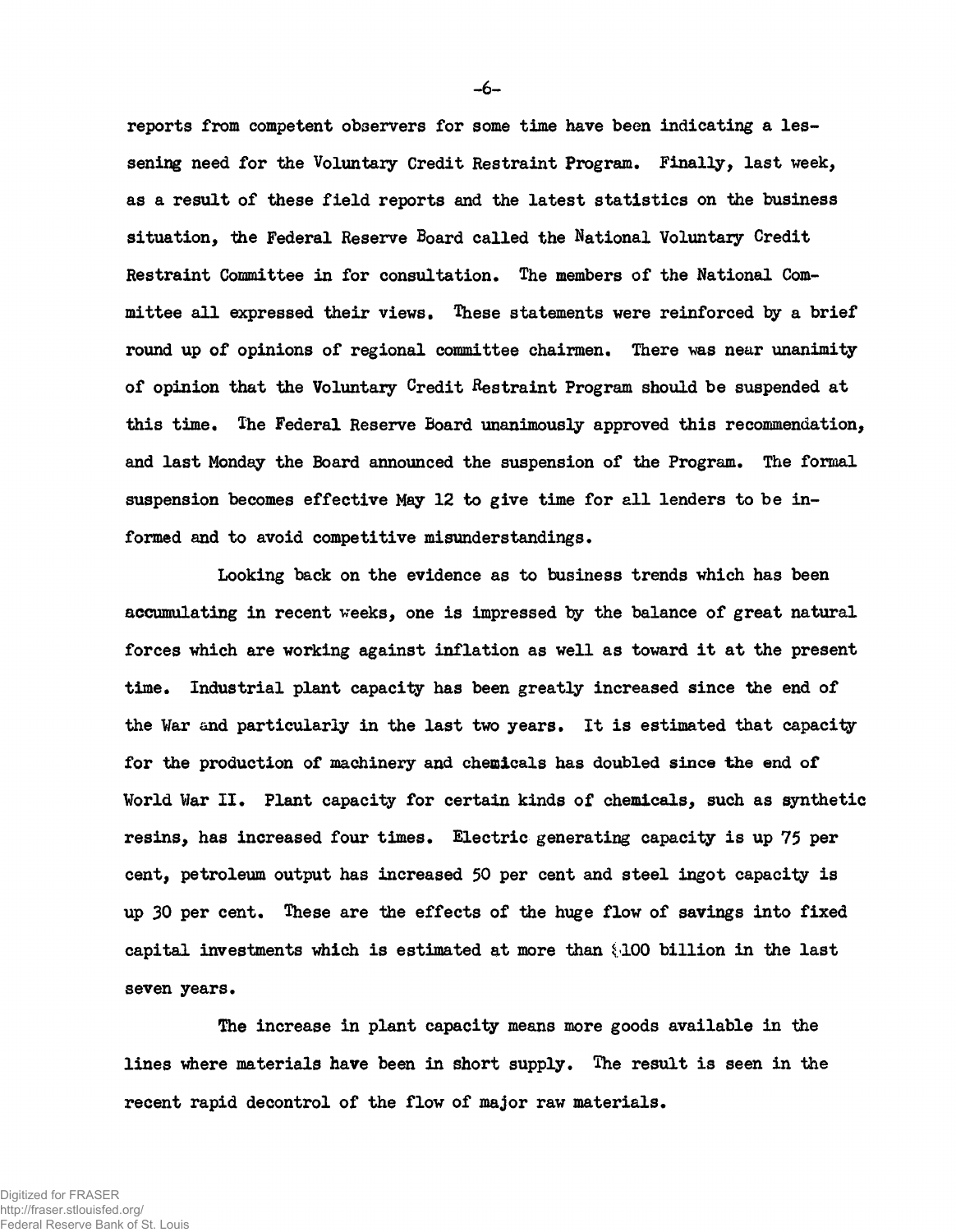reports from competent observers for some time have been indicating a lessening need for the Voluntary Credit Restraint Program. Finally, last week, as a result of these field reports and the latest statistics on the business situation, the Federal Reserve Board called the National Voluntary Credit Restraint Committee in for consultation. The members of the National Committee all expressed their views. These statements were reinforced by a brief round up of opinions of regional committee chairmen. There was near unanimity of opinion that the Voluntary Credit Restraint Program should be suspended at this time. The Federal Reserve Board unanimously approved this recommendation, and last Monday the Board announced the suspension of the Program. The formal suspension becomes effective May 12 to give time for all lenders to be informed and to avoid competitive misunderstandings.

Looking back on the evidence as to business trends which has been accumulating in recent weeks, one is impressed by the balance of great natural forces which are working against inflation as well as toward it at the present time. Industrial plant capacity has been greatly increased since the end of the War and particularly in the last two years. It is estimated that capacity for the production of machinery and chemicals has doubled since the end of World War II. Plant capacity for certain kinds of chemicals, such as synthetic resins, has increased four times. Electric generating capacity is up 75 per cent, petroleum output has increased 50 per cent and steel ingot capacity is up 30 per cent. These are the effects of the huge flow of savings into fixed capital investments which is estimated at more than $100 billion in the last seven years.

The increase in plant capacity means more goods available in the lines where materials have been in short supply. The result is seen in the recent rapid decontrol of the flow of major raw materials.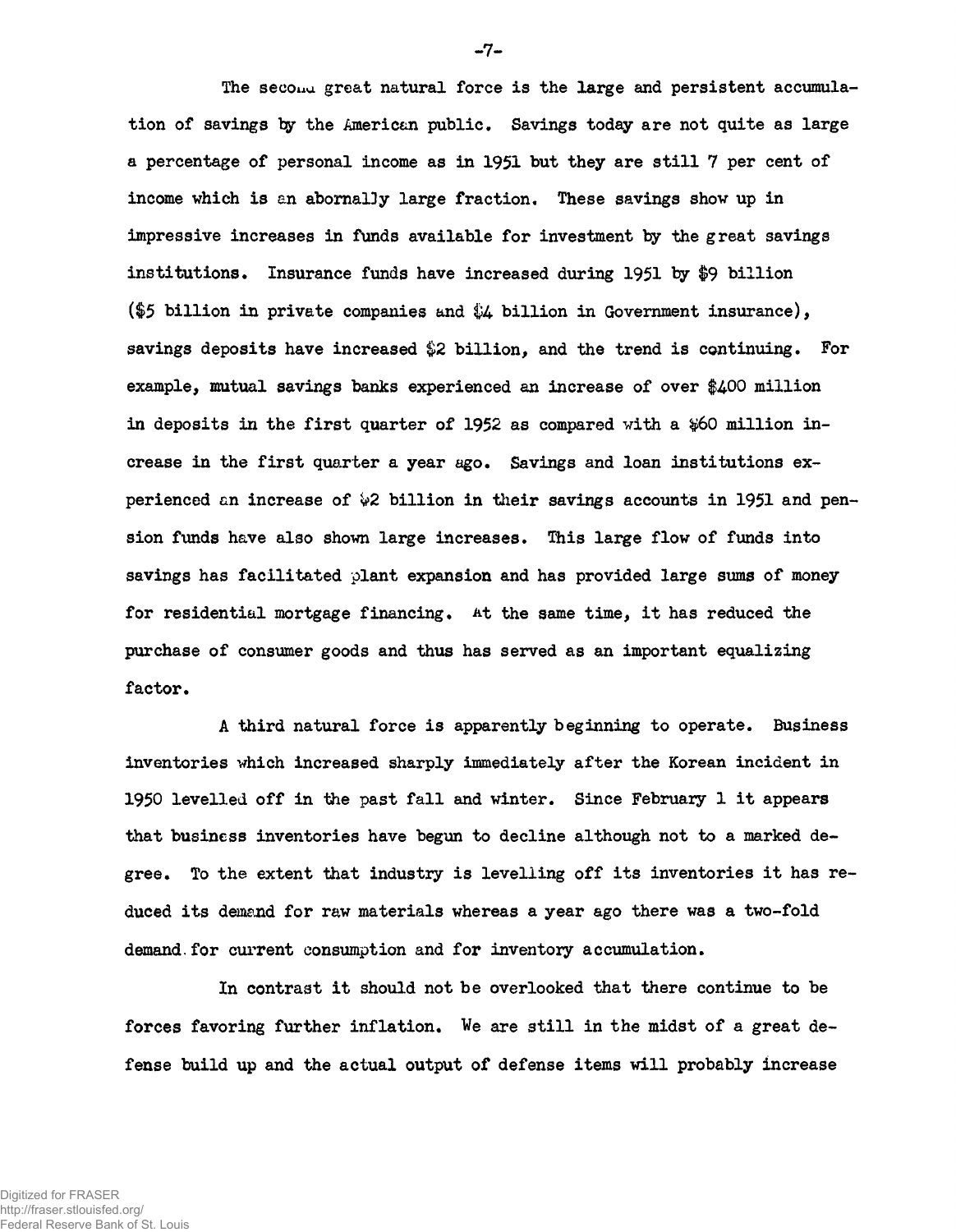The second great natural force is the large and persistent accumulation of savings by the American public. Savings today are not quite as large a percentage of personal income as in 1951 but they are still 7 per cent of income which is an abornally large fraction. These savings show up in impressive increases in funds available for investment by the great savings institutions. Insurance funds have increased during 1951 by $9 billion ($5 billion in private companies and $4 billion in Government insurance), savings deposits have increased $2 billion, and the trend is continuing. For example, mutual savings banks experienced an increase of over $400 million in deposits in the first quarter of 1952 as compared with a $60 million increase in the first quarter a year ago. Savings and loan institutions experienced an increase of $2 billion in their savings accounts in 1951 and pension funds have also shown large increases. This large flow of funds into savings has facilitated plant expansion and has provided large sums of money for residential mortgage financing. At the same time, it has reduced the purchase of consumer goods and thus has served as an important equalizing factor.

A third natural force is apparently beginning to operate. Business inventories which increased sharply immediately after the Korean incident in 1950 levelled off in the past fall and winter. Since February 1 it appears that business inventories have begun to decline although not to a marked degree. To the extent that industry is levelling off its inventories it has reduced its demand for raw materials whereas a year ago there was a two-fold demand for current consumption and for inventory accumulation.

In contrast it should not be overlooked that there continue to be forces favoring further inflation. We are still in the midst of a great defense build up and the actual output of defense items will probably increase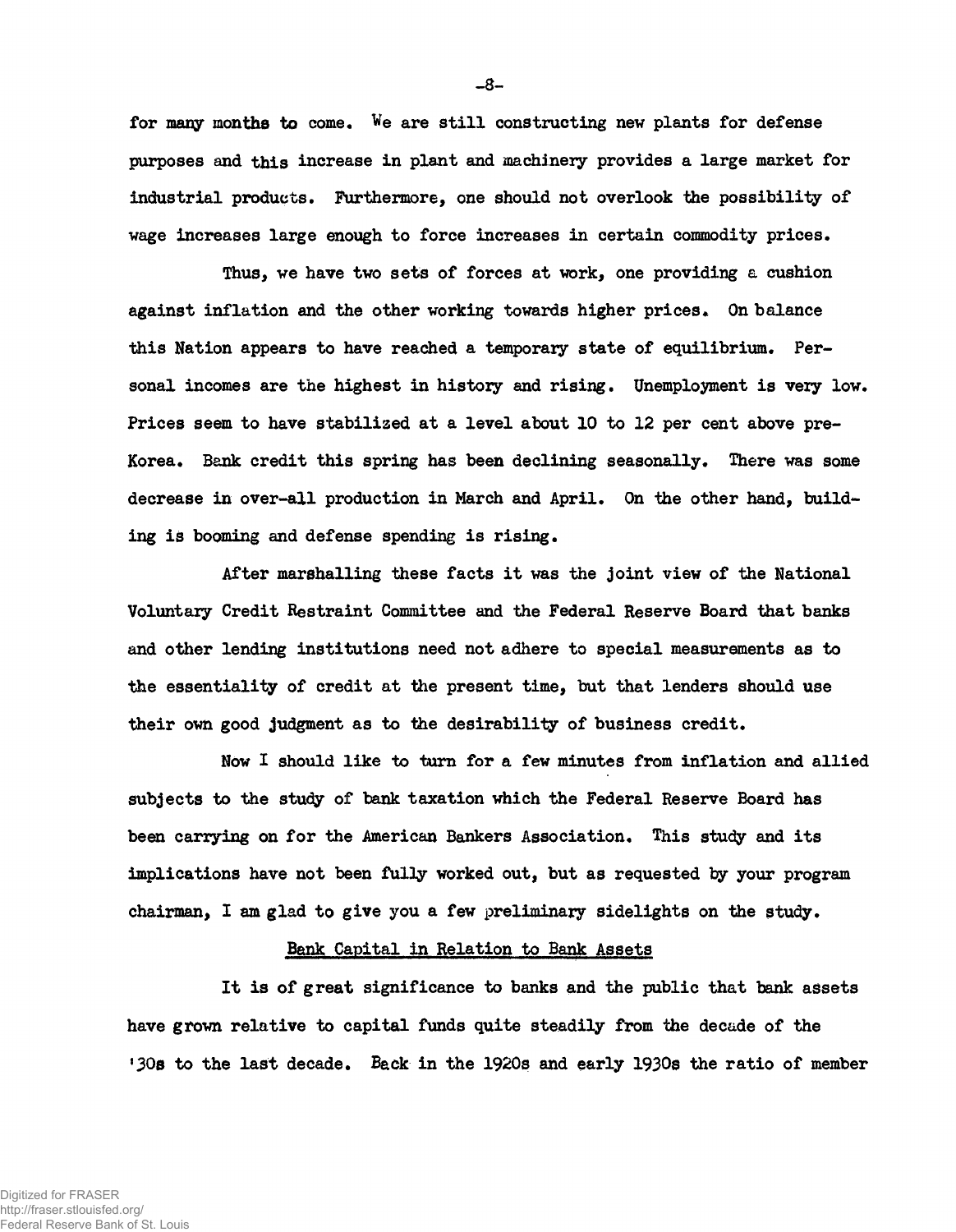for many months to come. We are still constructing new plants for defense purposes and this increase in plant and machinery provides a large market for industrial products. Furthermore, one should not overlook the possibility of wage increases large enough to force increases in certain commodity prices.

Thus, we have two sets of forces at work, one providing a cushion against inflation and the other working towards higher prices. On balance this Nation appears to have reached a temporary state of equilibrium. Personal incomes are the highest in history and rising. Unemployment is very low. Prices seem to have stabilized at a level about 10 to 12 per cent above pre-Korea. Bank credit this spring has been declining seasonally. There was some decrease in over-all production in March and April. On the other hand, building is booming and defense spending is rising.

After marshalling these facts it was the joint view of the National Voluntary Credit Restraint Committee and the Federal Reserve Board that banks and other lending institutions need not adhere to special measurements as to the essentiality of credit at the present time, but that lenders should use their own good judgment as to the desirability of business credit.

Now I should like to turn for a few minutes from inflation and allied subjects to the study of bank taxation which the Federal Reserve Board has been carrying on for the American Bankers Association. This study and its implications have not been fully worked out, but as requested by your program chairman, I am glad to give you a few preliminary sidelights on the study.

## Bank Capital in Relation to Bank Assets

It is of great significance to banks and the public that bank assets have grown relative to capital funds quite steadily from the decade of the '30s to the last decade. Back in the 1920s and early 1930s the ratio of member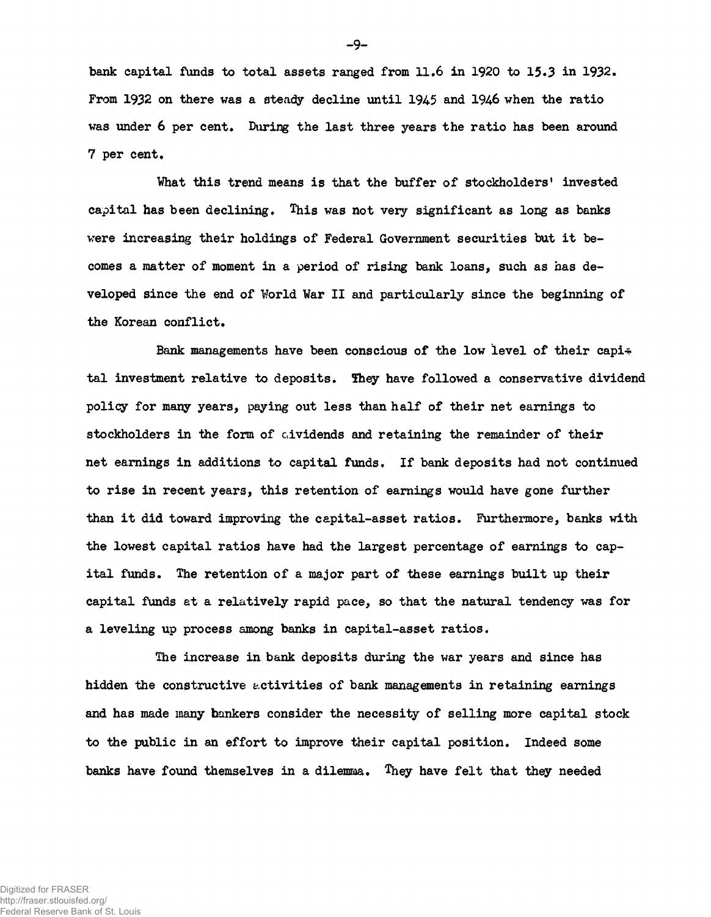bank capital funds to total assets ranged from 11.6 in 1920 to 15.3 in 1932. From 1932 on there was a steady decline until 1945 and 1946 when the ratio was under 6 per cent. During the last three years the ratio has been around 7 per cent.

What this trend means is that the buffer of stockholders' invested capital has been declining. This was not very significant as long as banks were increasing their holdings of Federal Government securities but it becomes a matter of moment in a period of rising bank loans, such as has developed since the end of World War II and particularly since the beginning of the Korean conflict.

Bank managements have been conscious of the low level of their capital investment relative to deposits. They have followed a conservative dividend policy for many years, paying out less than half of their net earnings to stockholders in the form of dividends and retaining the remainder of their net earnings in additions to capital funds. If bank deposits had not continued to rise in recent years, this retention of earnings would have gone further than it did toward improving the capital-asset ratios. Furthermore, banks with the lowest capital ratios have had the largest percentage of earnings to capital funds. The retention of a major part of these earnings built up their capital funds at a relatively rapid pace, so that the natural tendency was for a leveling up process among banks in capital-asset ratios.

The increase in bank deposits during the war years and since has hidden the constructive activities of bank managements in retaining earnings and has made many bankers consider the necessity of selling more capital stock to the public in an effort to improve their capital position. Indeed some banks have found themselves in a dilemma. They have felt that they needed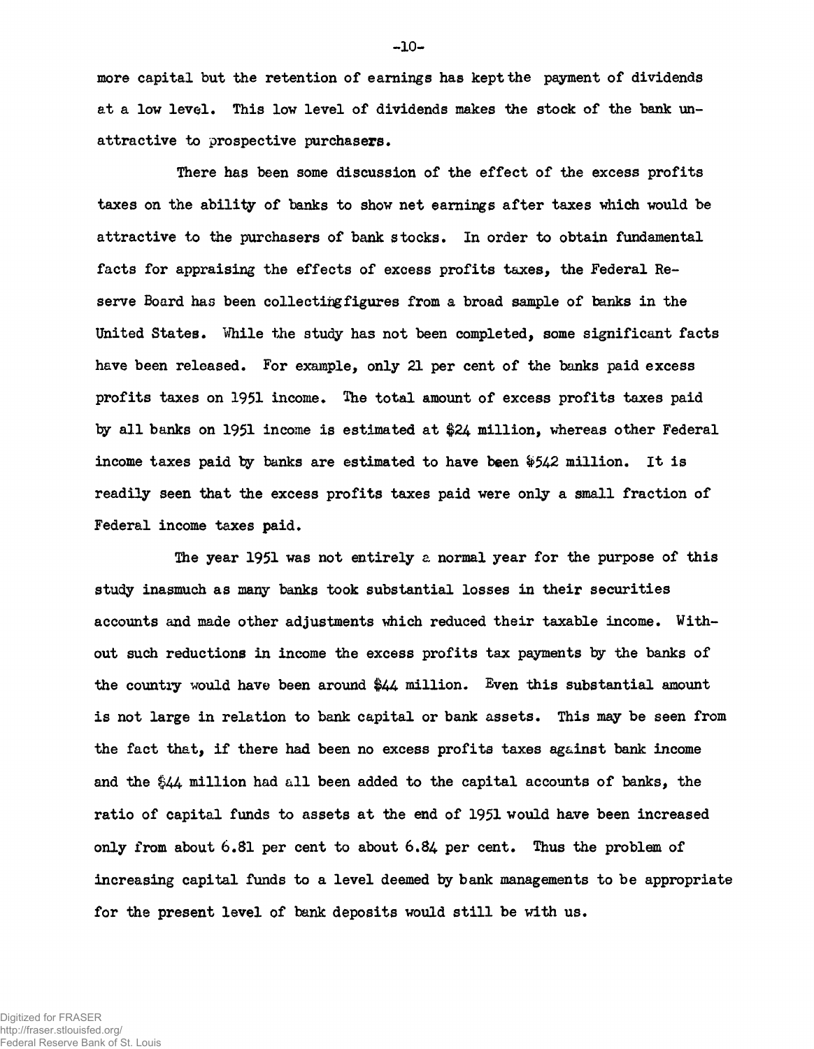more capital but the retention of earnings has kept the payment of dividends at a low level. This low level of dividends makes the stock of the bank unattractive to prospective purchasers.

There has been some discussion of the effect of the excess profits taxes on the ability of banks to show net earnings after taxes which would be attractive to the purchasers of bank stocks. In order to obtain fundamental facts for appraising the effects of excess profits taxes, the Federal Reserve Board has been collecting figures from a broad sample of banks in the United States. While the study has not been completed, some significant facts have been released. For example, only 21 per cent of the banks paid excess profits taxes on 1951 income. The total amount of excess profits taxes paid by all banks on 1951 income is estimated at $24 million, whereas other Federal income taxes paid by banks are estimated to have been $542 million. It is readily seen that the excess profits taxes paid were only a small fraction of Federal income taxes paid.

The year 1951 was not entirely a normal year for the purpose of this study inasmuch as many banks took substantial losses in their securities accounts and made other adjustments which reduced their taxable income. Without such reductions in income the excess profits tax payments by the banks of the country would have been around $44 million. Even this substantial amount is not large in relation to bank capital or bank assets. This may be seen from the fact that, if there had been no excess profits taxes against bank income and the $44 million had all been added to the capital accounts of banks, the ratio of capital funds to assets at the end of 1951 would have been increased only from about 6.81 per cent to about 6.84 per cent. Thus the problem of increasing capital funds to a level deemed by bank managements to be appropriate for the present level of bank deposits would still be with us.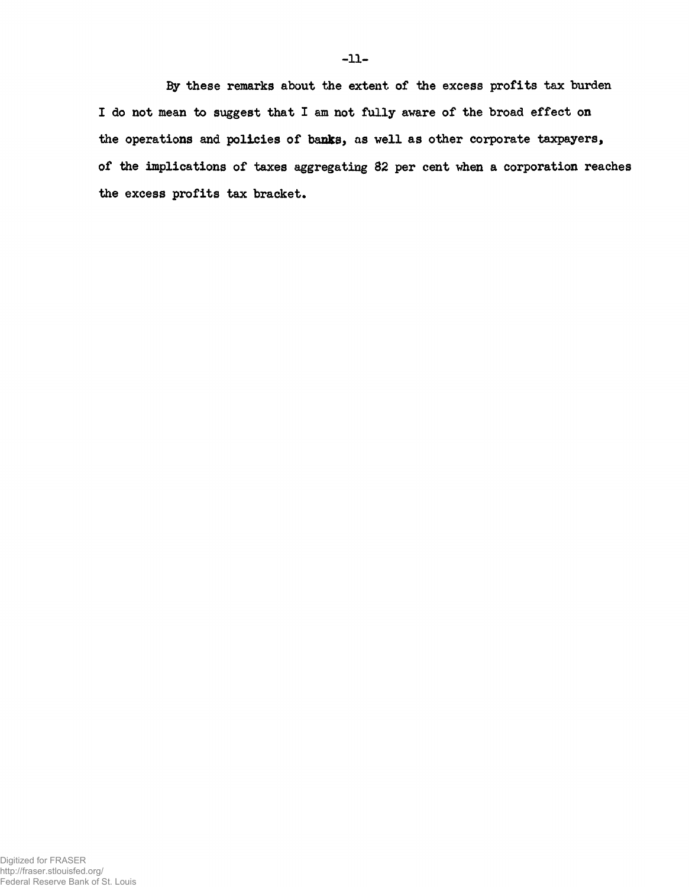By these remarks about the extent of the excess profits tax burden I do not mean to suggest that I am not fully aware of the broad effect on the operations and policies of banks, as well as other corporate taxpayers, of the implications of taxes aggregating 82 per cent when a corporation reaches the excess profits tax bracket.